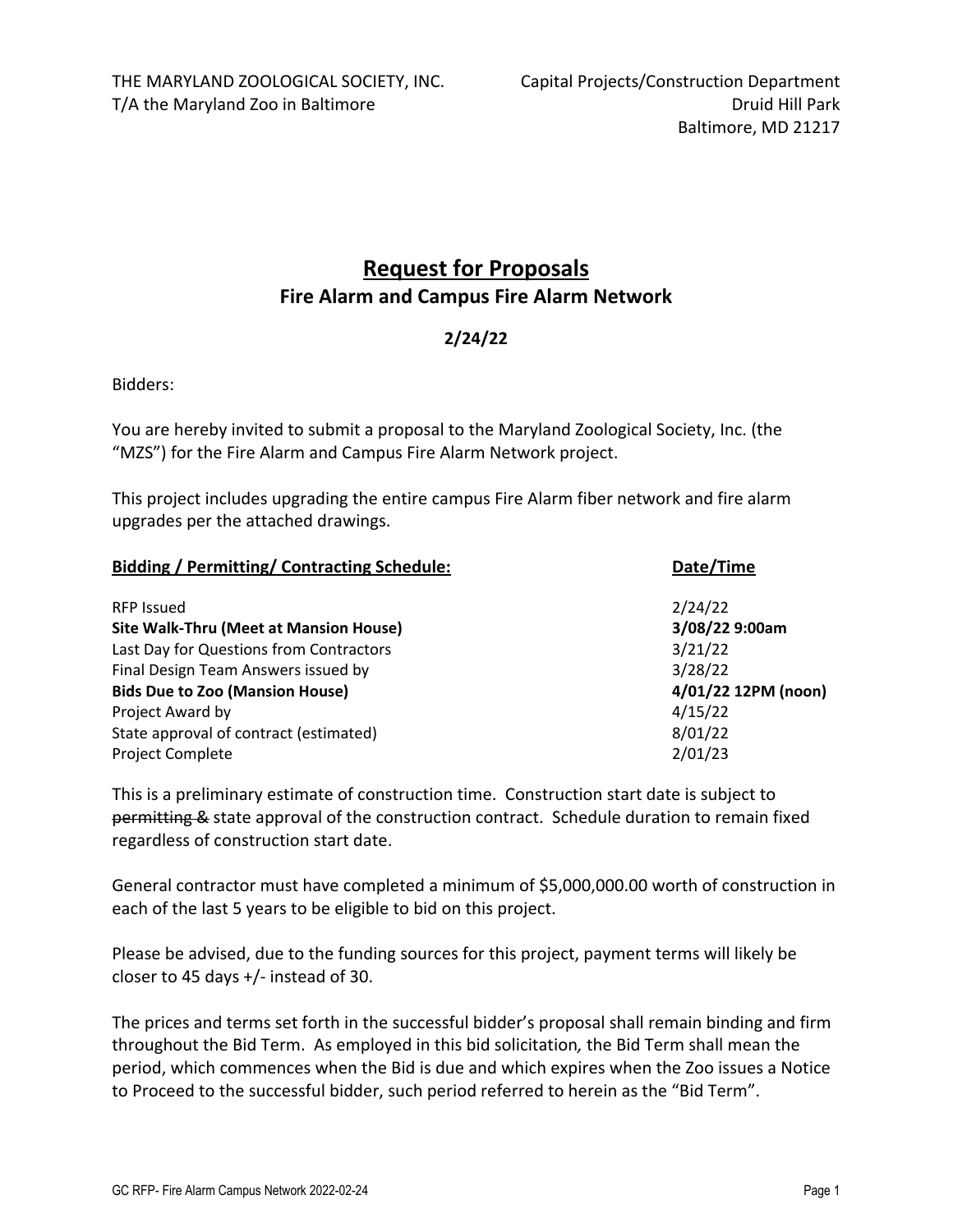THE MARYLAND ZOOLOGICAL SOCIETY, INC.
T/A the Maryland Zoo in Baltimore

Capital Projects/Construction Department
Druid Hill Park
Baltimore, MD 21217

# Request for Proposals

## Fire Alarm and Campus Fire Alarm Network

**2/24/22**

Bidders:

You are hereby invited to submit a proposal to the Maryland Zoological Society, Inc. (the "MZS") for the Fire Alarm and Campus Fire Alarm Network project.

This project includes upgrading the entire campus Fire Alarm fiber network and fire alarm upgrades per the attached drawings.

| Bidding / Permitting/ Contracting Schedule: | Date/Time |
|---|---|
| RFP Issued | 2/24/22 |
| **Site Walk-Thru (Meet at Mansion House)** | **3/08/22 9:00am** |
| Last Day for Questions from Contractors | 3/21/22 |
| Final Design Team Answers issued by | 3/28/22 |
| **Bids Due to Zoo (Mansion House)** | **4/01/22 12PM (noon)** |
| Project Award by | 4/15/22 |
| State approval of contract (estimated) | 8/01/22 |
| Project Complete | 2/01/23 |

This is a preliminary estimate of construction time. Construction start date is subject to ~~permitting &~~ state approval of the construction contract. Schedule duration to remain fixed regardless of construction start date.

General contractor must have completed a minimum of $5,000,000.00 worth of construction in each of the last 5 years to be eligible to bid on this project.

Please be advised, due to the funding sources for this project, payment terms will likely be closer to 45 days +/- instead of 30.

The prices and terms set forth in the successful bidder's proposal shall remain binding and firm throughout the Bid Term. As employed in this bid solicitation*,* the Bid Term shall mean the period, which commences when the Bid is due and which expires when the Zoo issues a Notice to Proceed to the successful bidder, such period referred to herein as the "Bid Term".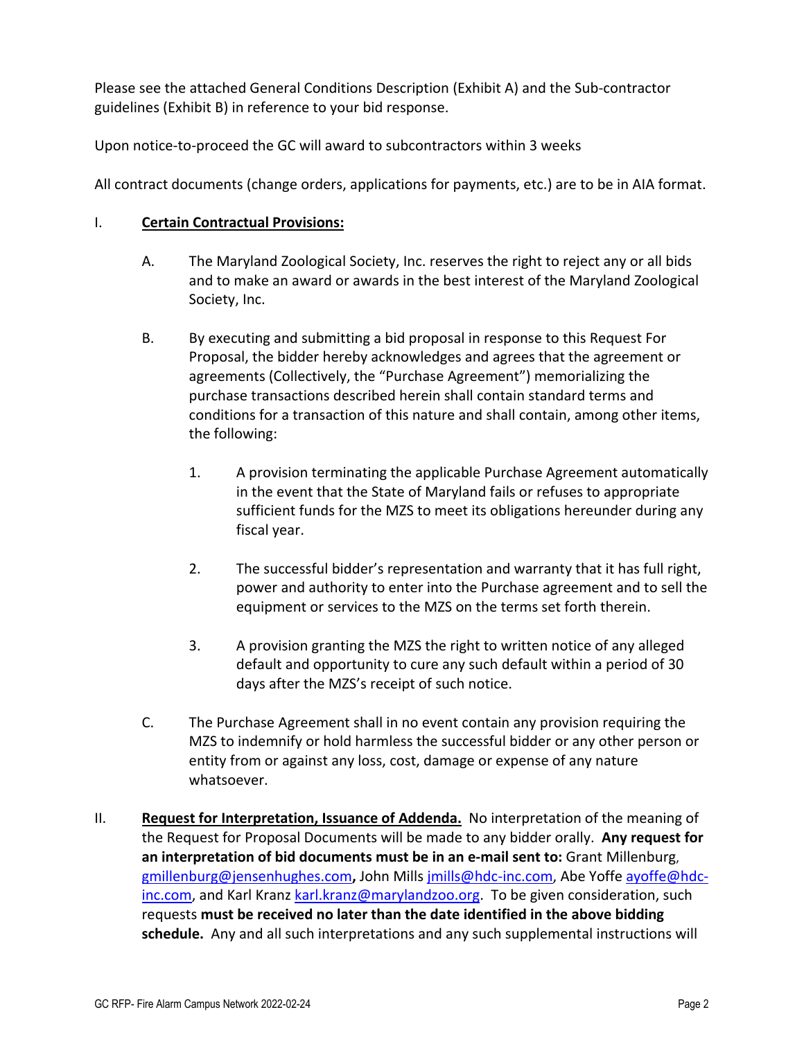Please see the attached General Conditions Description (Exhibit A) and the Sub-contractor guidelines (Exhibit B) in reference to your bid response.

Upon notice-to-proceed the GC will award to subcontractors within 3 weeks

All contract documents (change orders, applications for payments, etc.) are to be in AIA format.

I. **Certain Contractual Provisions:**

   A. The Maryland Zoological Society, Inc. reserves the right to reject any or all bids and to make an award or awards in the best interest of the Maryland Zoological Society, Inc.

   B. By executing and submitting a bid proposal in response to this Request For Proposal, the bidder hereby acknowledges and agrees that the agreement or agreements (Collectively, the "Purchase Agreement") memorializing the purchase transactions described herein shall contain standard terms and conditions for a transaction of this nature and shall contain, among other items, the following:

      1. A provision terminating the applicable Purchase Agreement automatically in the event that the State of Maryland fails or refuses to appropriate sufficient funds for the MZS to meet its obligations hereunder during any fiscal year.

      2. The successful bidder's representation and warranty that it has full right, power and authority to enter into the Purchase agreement and to sell the equipment or services to the MZS on the terms set forth therein.

      3. A provision granting the MZS the right to written notice of any alleged default and opportunity to cure any such default within a period of 30 days after the MZS's receipt of such notice.

   C. The Purchase Agreement shall in no event contain any provision requiring the MZS to indemnify or hold harmless the successful bidder or any other person or entity from or against any loss, cost, damage or expense of any nature whatsoever.

II. **Request for Interpretation, Issuance of Addenda.** No interpretation of the meaning of the Request for Proposal Documents will be made to any bidder orally. **Any request for an interpretation of bid documents must be in an e-mail sent to:** Grant Millenburg, gmillenburg@jensenhughes.com**,** John Mills jmills@hdc-inc.com, Abe Yoffe ayoffe@hdc-inc.com, and Karl Kranz karl.kranz@marylandzoo.org. To be given consideration, such requests **must be received no later than the date identified in the above bidding schedule.** Any and all such interpretations and any such supplemental instructions will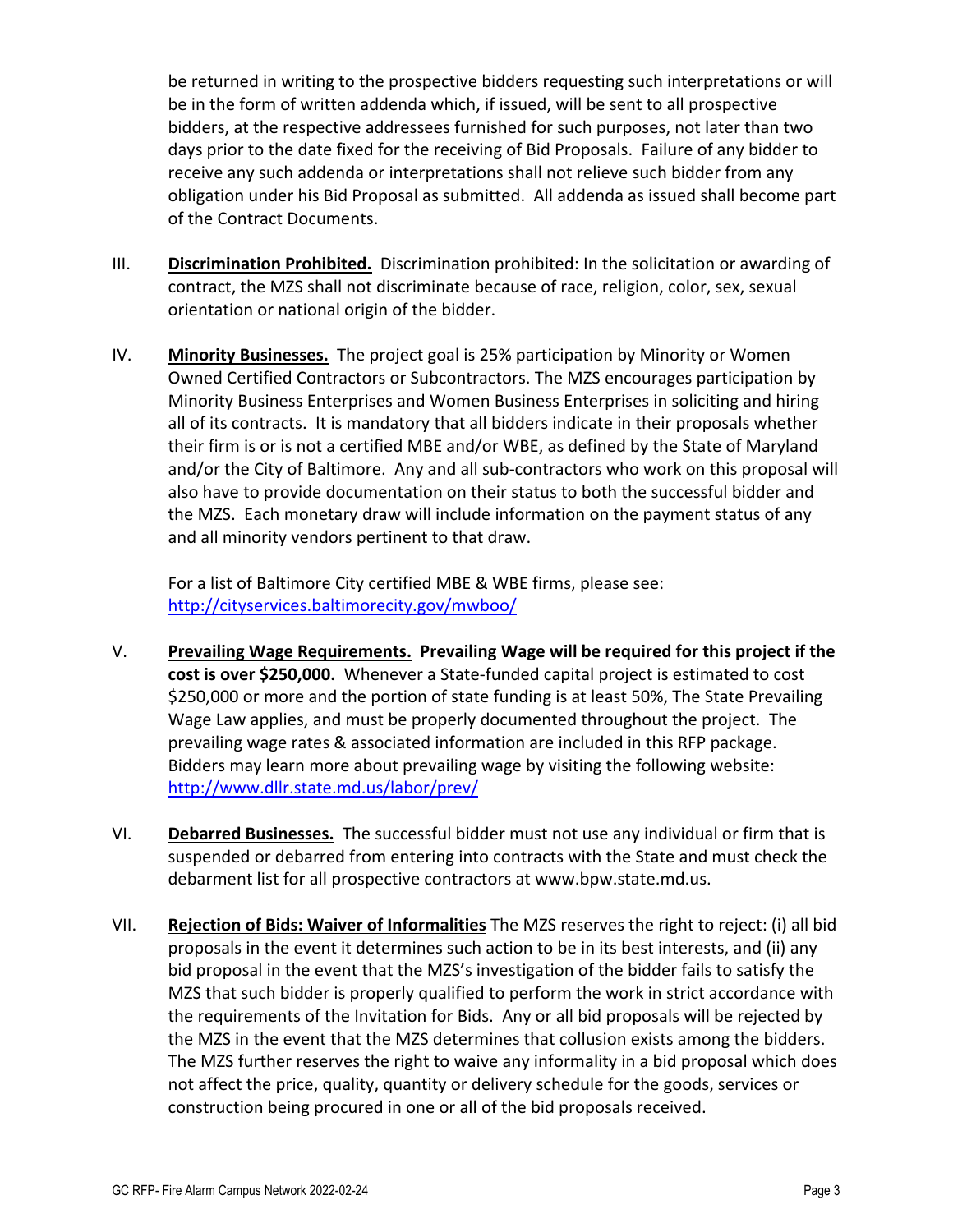be returned in writing to the prospective bidders requesting such interpretations or will be in the form of written addenda which, if issued, will be sent to all prospective bidders, at the respective addressees furnished for such purposes, not later than two days prior to the date fixed for the receiving of Bid Proposals. Failure of any bidder to receive any such addenda or interpretations shall not relieve such bidder from any obligation under his Bid Proposal as submitted. All addenda as issued shall become part of the Contract Documents.

III. **Discrimination Prohibited.** Discrimination prohibited: In the solicitation or awarding of contract, the MZS shall not discriminate because of race, religion, color, sex, sexual orientation or national origin of the bidder.

IV. **Minority Businesses.** The project goal is 25% participation by Minority or Women Owned Certified Contractors or Subcontractors. The MZS encourages participation by Minority Business Enterprises and Women Business Enterprises in soliciting and hiring all of its contracts. It is mandatory that all bidders indicate in their proposals whether their firm is or is not a certified MBE and/or WBE, as defined by the State of Maryland and/or the City of Baltimore. Any and all sub-contractors who work on this proposal will also have to provide documentation on their status to both the successful bidder and the MZS. Each monetary draw will include information on the payment status of any and all minority vendors pertinent to that draw.

For a list of Baltimore City certified MBE & WBE firms, please see: http://cityservices.baltimorecity.gov/mwboo/

V. **Prevailing Wage Requirements. Prevailing Wage will be required for this project if the cost is over $250,000.** Whenever a State-funded capital project is estimated to cost $250,000 or more and the portion of state funding is at least 50%, The State Prevailing Wage Law applies, and must be properly documented throughout the project. The prevailing wage rates & associated information are included in this RFP package. Bidders may learn more about prevailing wage by visiting the following website: http://www.dllr.state.md.us/labor/prev/

VI. **Debarred Businesses.** The successful bidder must not use any individual or firm that is suspended or debarred from entering into contracts with the State and must check the debarment list for all prospective contractors at www.bpw.state.md.us.

VII. **Rejection of Bids: Waiver of Informalities** The MZS reserves the right to reject: (i) all bid proposals in the event it determines such action to be in its best interests, and (ii) any bid proposal in the event that the MZS's investigation of the bidder fails to satisfy the MZS that such bidder is properly qualified to perform the work in strict accordance with the requirements of the Invitation for Bids. Any or all bid proposals will be rejected by the MZS in the event that the MZS determines that collusion exists among the bidders. The MZS further reserves the right to waive any informality in a bid proposal which does not affect the price, quality, quantity or delivery schedule for the goods, services or construction being procured in one or all of the bid proposals received.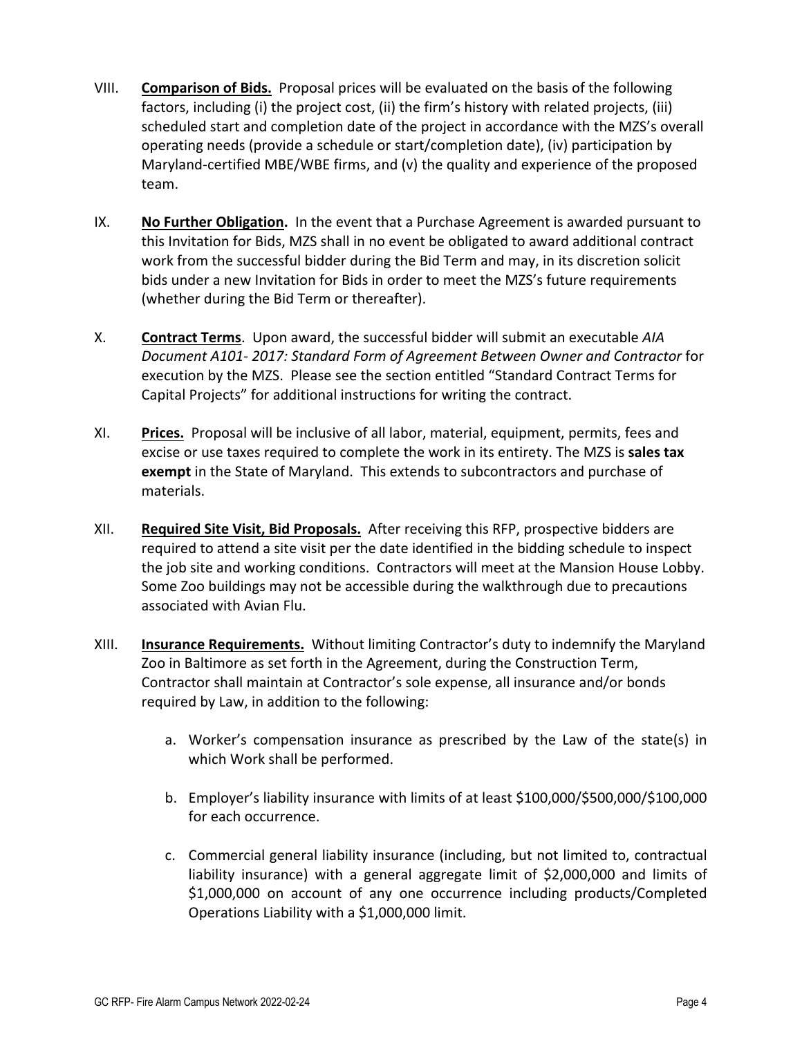VIII. **Comparison of Bids.** Proposal prices will be evaluated on the basis of the following factors, including (i) the project cost, (ii) the firm's history with related projects, (iii) scheduled start and completion date of the project in accordance with the MZS's overall operating needs (provide a schedule or start/completion date), (iv) participation by Maryland-certified MBE/WBE firms, and (v) the quality and experience of the proposed team.

IX. **No Further Obligation.** In the event that a Purchase Agreement is awarded pursuant to this Invitation for Bids, MZS shall in no event be obligated to award additional contract work from the successful bidder during the Bid Term and may, in its discretion solicit bids under a new Invitation for Bids in order to meet the MZS's future requirements (whether during the Bid Term or thereafter).

X. **Contract Terms**. Upon award, the successful bidder will submit an executable *AIA Document A101- 2017: Standard Form of Agreement Between Owner and Contractor* for execution by the MZS. Please see the section entitled "Standard Contract Terms for Capital Projects" for additional instructions for writing the contract.

XI. **Prices.** Proposal will be inclusive of all labor, material, equipment, permits, fees and excise or use taxes required to complete the work in its entirety. The MZS is **sales tax exempt** in the State of Maryland. This extends to subcontractors and purchase of materials.

XII. **Required Site Visit, Bid Proposals.** After receiving this RFP, prospective bidders are required to attend a site visit per the date identified in the bidding schedule to inspect the job site and working conditions. Contractors will meet at the Mansion House Lobby. Some Zoo buildings may not be accessible during the walkthrough due to precautions associated with Avian Flu.

XIII. **Insurance Requirements.** Without limiting Contractor's duty to indemnify the Maryland Zoo in Baltimore as set forth in the Agreement, during the Construction Term, Contractor shall maintain at Contractor's sole expense, all insurance and/or bonds required by Law, in addition to the following:

a. Worker's compensation insurance as prescribed by the Law of the state(s) in which Work shall be performed.

b. Employer's liability insurance with limits of at least $100,000/$500,000/$100,000 for each occurrence.

c. Commercial general liability insurance (including, but not limited to, contractual liability insurance) with a general aggregate limit of $2,000,000 and limits of $1,000,000 on account of any one occurrence including products/Completed Operations Liability with a $1,000,000 limit.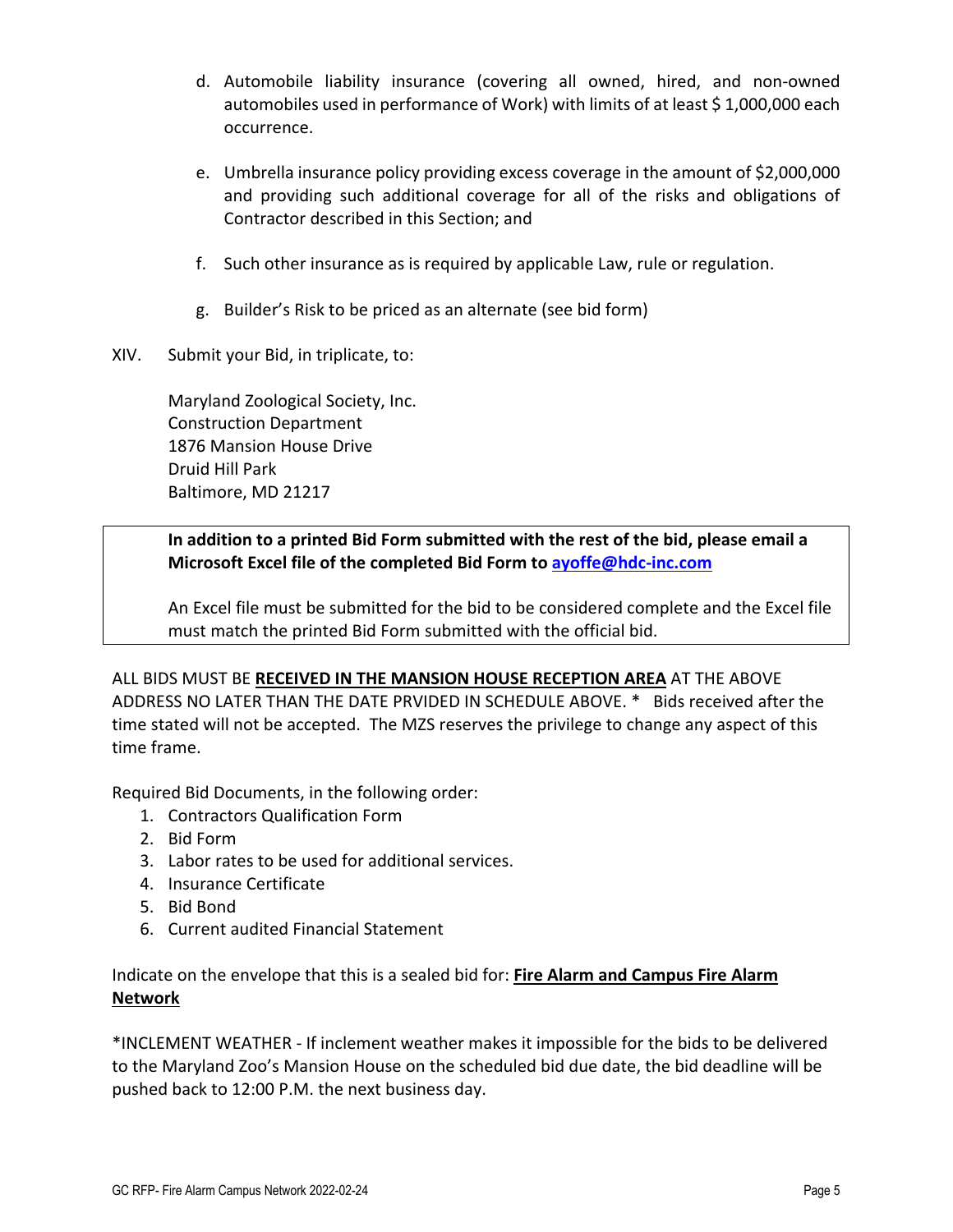d. Automobile liability insurance (covering all owned, hired, and non-owned automobiles used in performance of Work) with limits of at least $ 1,000,000 each occurrence.

e. Umbrella insurance policy providing excess coverage in the amount of $2,000,000 and providing such additional coverage for all of the risks and obligations of Contractor described in this Section; and

f. Such other insurance as is required by applicable Law, rule or regulation.

g. Builder's Risk to be priced as an alternate (see bid form)

XIV. Submit your Bid, in triplicate, to:

Maryland Zoological Society, Inc.
Construction Department
1876 Mansion House Drive
Druid Hill Park
Baltimore, MD 21217

> **In addition to a printed Bid Form submitted with the rest of the bid, please email a Microsoft Excel file of the completed Bid Form to ayoffe@hdc-inc.com**
>
> An Excel file must be submitted for the bid to be considered complete and the Excel file must match the printed Bid Form submitted with the official bid.

ALL BIDS MUST BE **RECEIVED IN THE MANSION HOUSE RECEPTION AREA** AT THE ABOVE ADDRESS NO LATER THAN THE DATE PRVIDED IN SCHEDULE ABOVE. * Bids received after the time stated will not be accepted. The MZS reserves the privilege to change any aspect of this time frame.

Required Bid Documents, in the following order:

1. Contractors Qualification Form
2. Bid Form
3. Labor rates to be used for additional services.
4. Insurance Certificate
5. Bid Bond
6. Current audited Financial Statement

Indicate on the envelope that this is a sealed bid for: **Fire Alarm and Campus Fire Alarm Network**

*INCLEMENT WEATHER - If inclement weather makes it impossible for the bids to be delivered to the Maryland Zoo's Mansion House on the scheduled bid due date, the bid deadline will be pushed back to 12:00 P.M. the next business day.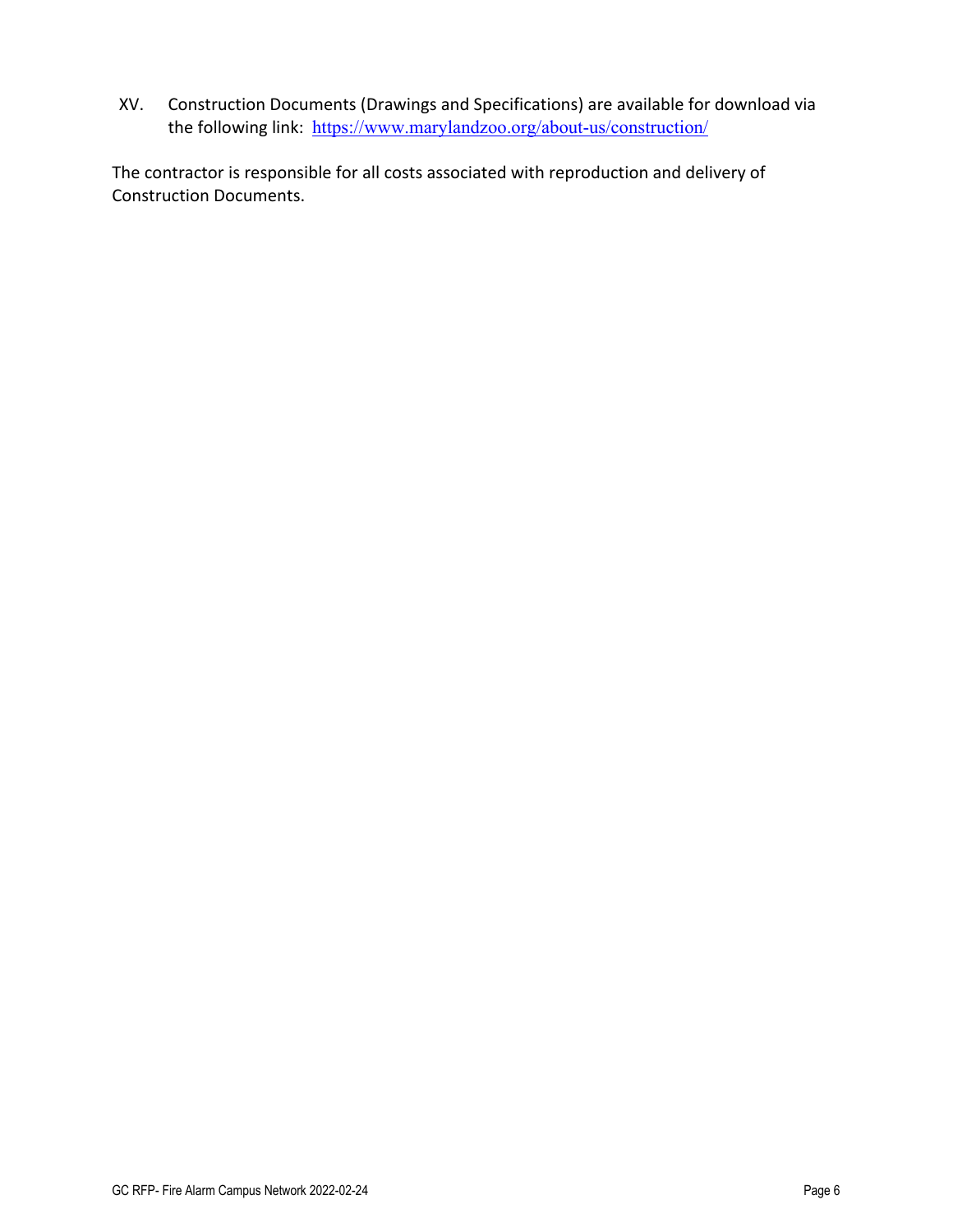XV. Construction Documents (Drawings and Specifications) are available for download via the following link: https://www.marylandzoo.org/about-us/construction/

The contractor is responsible for all costs associated with reproduction and delivery of Construction Documents.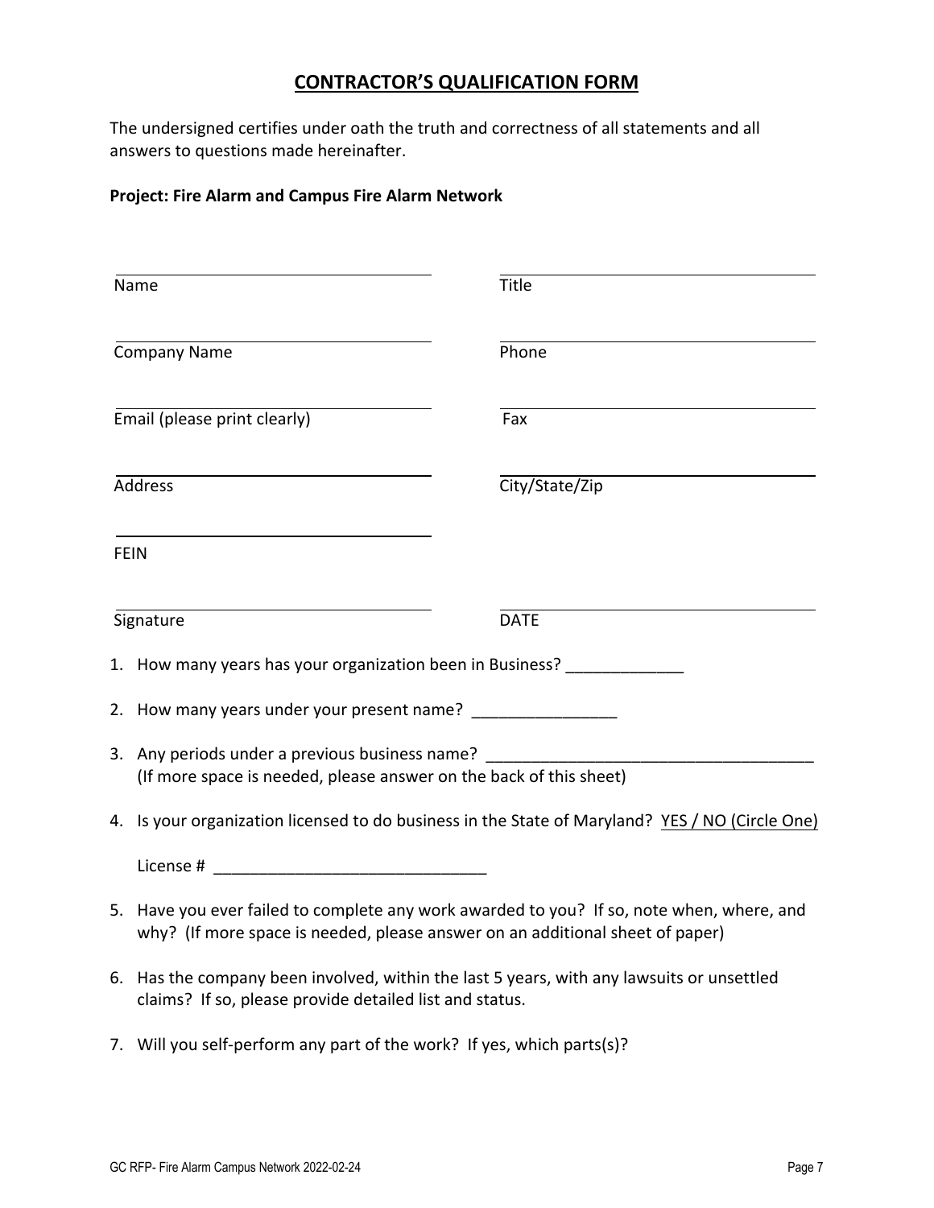# CONTRACTOR'S QUALIFICATION FORM

The undersigned certifies under oath the truth and correctness of all statements and all answers to questions made hereinafter.

**Project: Fire Alarm and Campus Fire Alarm Network**

| | |
|---|---|
| Name ______________________ | Title ______________________ |
| Company Name ______________________ | Phone ______________________ |
| Email (please print clearly) ______________________ | Fax ______________________ |
| Address ______________________ | City/State/Zip ______________________ |
| FEIN ______________________ | |
| Signature ______________________ | DATE ______________________ |

1. How many years has your organization been in Business? _____________
2. How many years under your present name? ________________
3. Any periods under a previous business name? ____________________________________
   (If more space is needed, please answer on the back of this sheet)
4. Is your organization licensed to do business in the State of Maryland? YES / NO (Circle One)

   License # ______________________________
5. Have you ever failed to complete any work awarded to you? If so, note when, where, and why? (If more space is needed, please answer on an additional sheet of paper)
6. Has the company been involved, within the last 5 years, with any lawsuits or unsettled claims? If so, please provide detailed list and status.
7. Will you self-perform any part of the work? If yes, which parts(s)?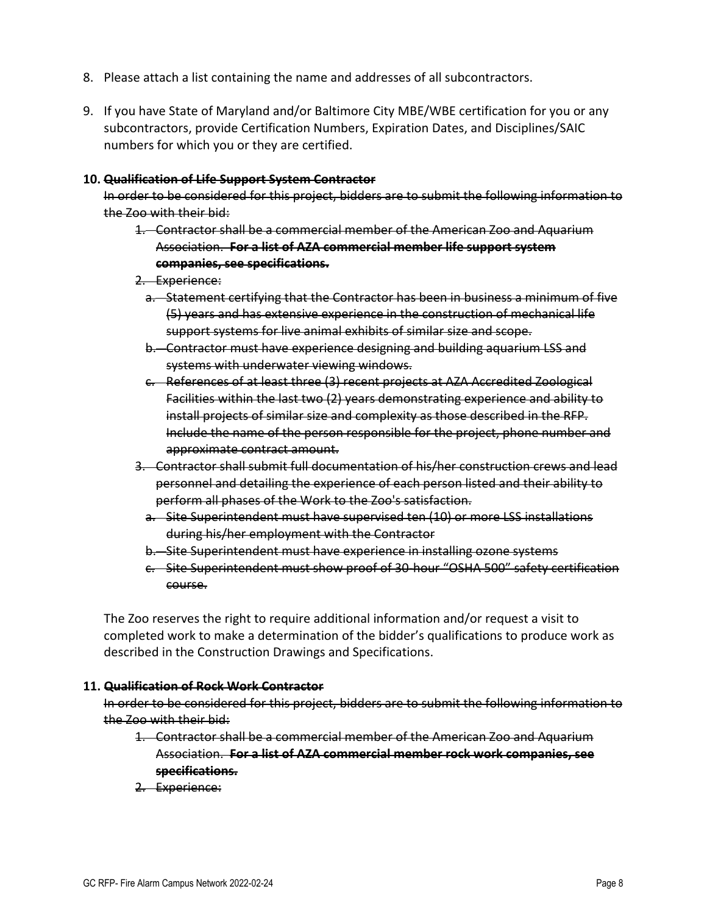8. Please attach a list containing the name and addresses of all subcontractors.

9. If you have State of Maryland and/or Baltimore City MBE/WBE certification for you or any subcontractors, provide Certification Numbers, Expiration Dates, and Disciplines/SAIC numbers for which you or they are certified.

**10. ~~Qualification of Life Support System Contractor~~**

~~In order to be considered for this project, bidders are to submit the following information to the Zoo with their bid:~~

1. ~~Contractor shall be a commercial member of the American Zoo and Aquarium Association.~~ **~~For a list of AZA commercial member life support system companies, see specifications.~~**
2. ~~Experience:~~
   a. ~~Statement certifying that the Contractor has been in business a minimum of five (5) years and has extensive experience in the construction of mechanical life support systems for live animal exhibits of similar size and scope.~~
   b. ~~Contractor must have experience designing and building aquarium LSS and systems with underwater viewing windows.~~
   c. ~~References of at least three (3) recent projects at AZA Accredited Zoological Facilities within the last two (2) years demonstrating experience and ability to install projects of similar size and complexity as those described in the RFP. Include the name of the person responsible for the project, phone number and approximate contract amount.~~
3. ~~Contractor shall submit full documentation of his/her construction crews and lead personnel and detailing the experience of each person listed and their ability to perform all phases of the Work to the Zoo's satisfaction.~~
   a. ~~Site Superintendent must have supervised ten (10) or more LSS installations during his/her employment with the Contractor~~
   b. ~~Site Superintendent must have experience in installing ozone systems~~
   c. ~~Site Superintendent must show proof of 30-hour "OSHA 500" safety certification course.~~

The Zoo reserves the right to require additional information and/or request a visit to completed work to make a determination of the bidder's qualifications to produce work as described in the Construction Drawings and Specifications.

**11. ~~Qualification of Rock Work Contractor~~**

~~In order to be considered for this project, bidders are to submit the following information to the Zoo with their bid:~~

1. ~~Contractor shall be a commercial member of the American Zoo and Aquarium Association.~~ **~~For a list of AZA commercial member rock work companies, see specifications.~~**
2. ~~Experience:~~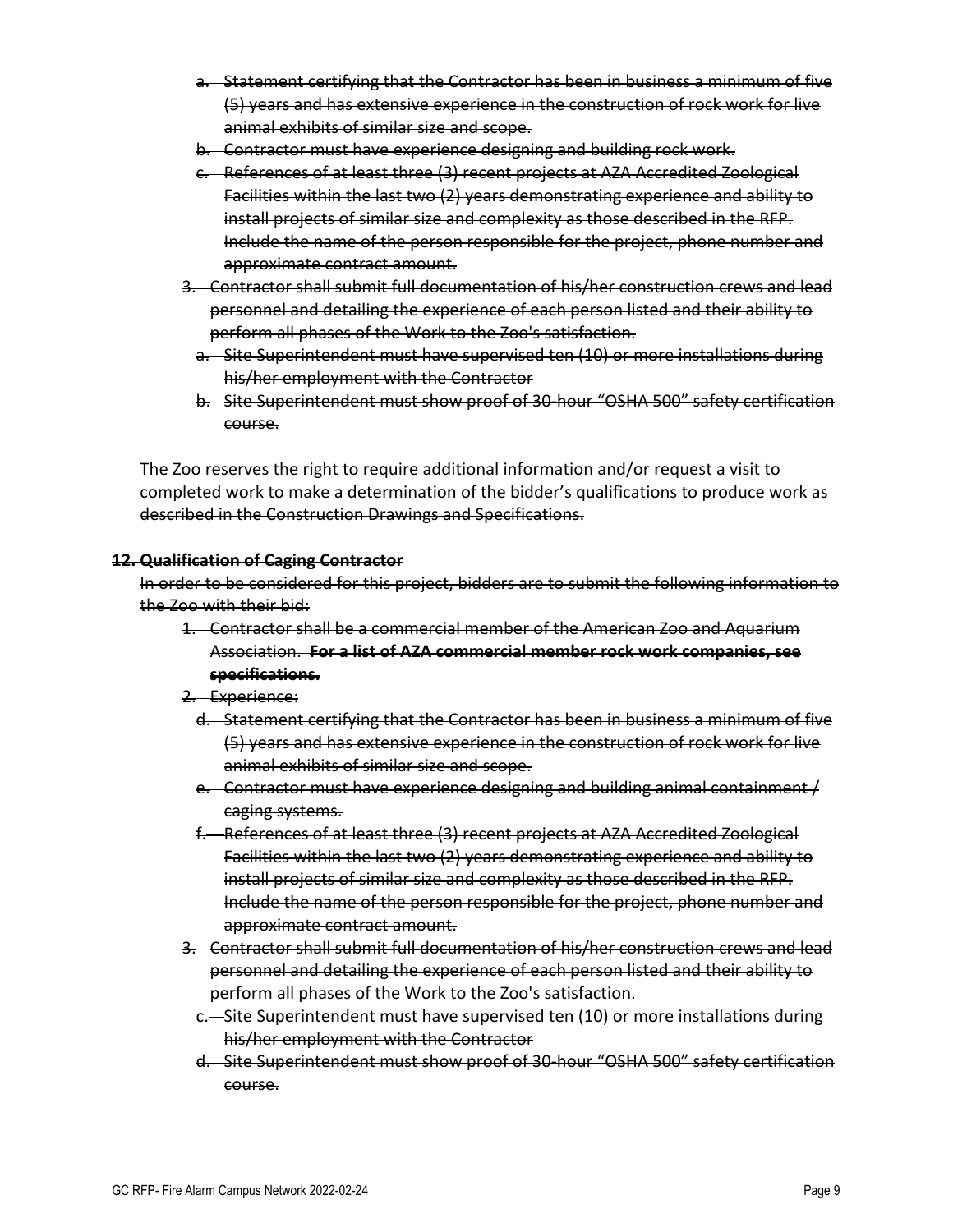a. ~~Statement certifying that the Contractor has been in business a minimum of five (5) years and has extensive experience in the construction of rock work for live animal exhibits of similar size and scope.~~
b. ~~Contractor must have experience designing and building rock work.~~
c. ~~References of at least three (3) recent projects at AZA Accredited Zoological Facilities within the last two (2) years demonstrating experience and ability to install projects of similar size and complexity as those described in the RFP. Include the name of the person responsible for the project, phone number and approximate contract amount.~~

3. ~~Contractor shall submit full documentation of his/her construction crews and lead personnel and detailing the experience of each person listed and their ability to perform all phases of the Work to the Zoo's satisfaction.~~
   a. ~~Site Superintendent must have supervised ten (10) or more installations during his/her employment with the Contractor~~
   b. ~~Site Superintendent must show proof of 30-hour "OSHA 500" safety certification course.~~

~~The Zoo reserves the right to require additional information and/or request a visit to completed work to make a determination of the bidder's qualifications to produce work as described in the Construction Drawings and Specifications.~~

**~~12. Qualification of Caging Contractor~~**

~~In order to be considered for this project, bidders are to submit the following information to the Zoo with their bid:~~

1. ~~Contractor shall be a commercial member of the American Zoo and Aquarium Association.~~ **~~For a list of AZA commercial member rock work companies, see specifications.~~**
2. ~~Experience:~~
   d. ~~Statement certifying that the Contractor has been in business a minimum of five (5) years and has extensive experience in the construction of rock work for live animal exhibits of similar size and scope.~~
   e. ~~Contractor must have experience designing and building animal containment / caging systems.~~
   f. ~~References of at least three (3) recent projects at AZA Accredited Zoological Facilities within the last two (2) years demonstrating experience and ability to install projects of similar size and complexity as those described in the RFP. Include the name of the person responsible for the project, phone number and approximate contract amount.~~
3. ~~Contractor shall submit full documentation of his/her construction crews and lead personnel and detailing the experience of each person listed and their ability to perform all phases of the Work to the Zoo's satisfaction.~~
   c. ~~Site Superintendent must have supervised ten (10) or more installations during his/her employment with the Contractor~~
   d. ~~Site Superintendent must show proof of 30-hour "OSHA 500" safety certification course.~~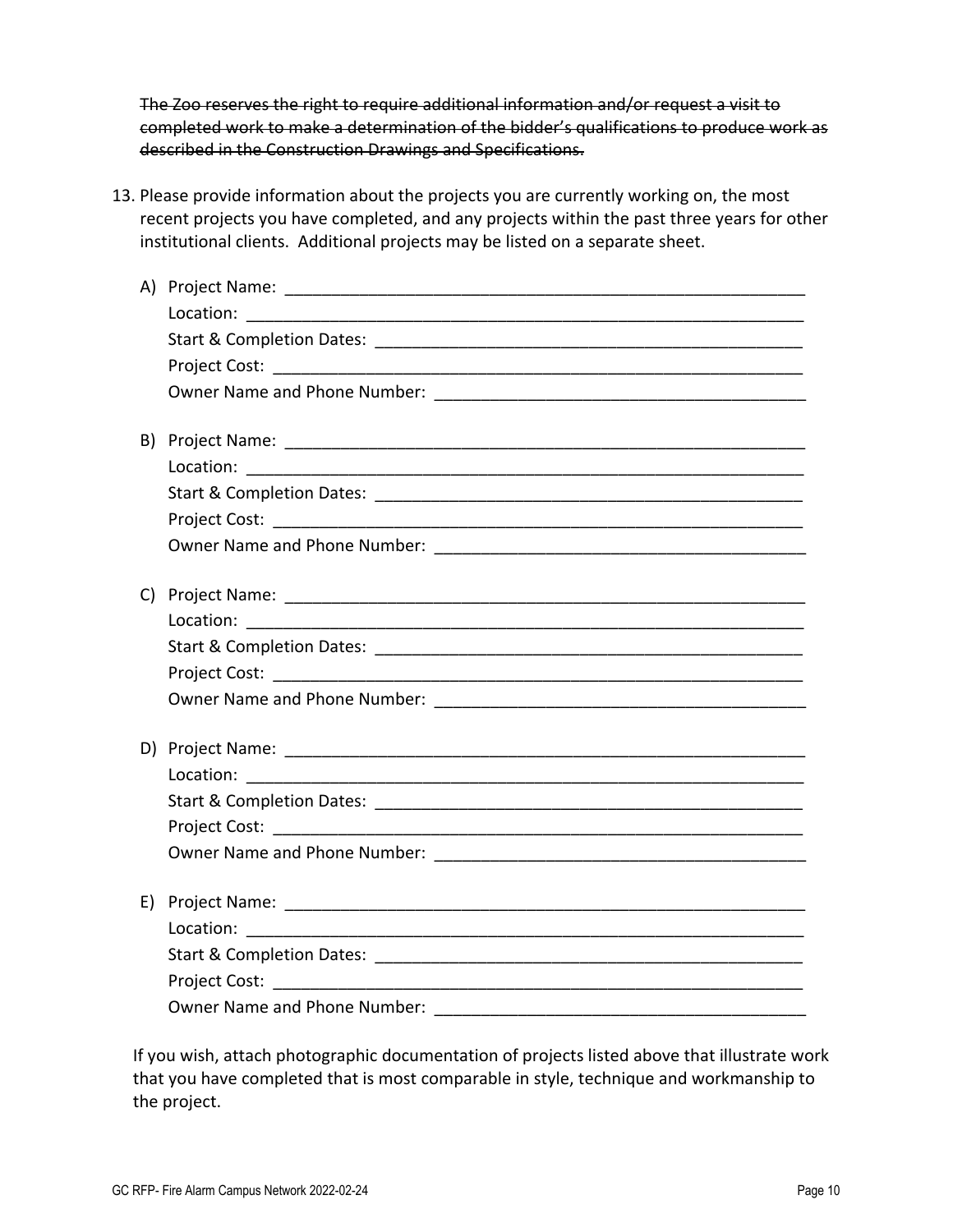~~The Zoo reserves the right to require additional information and/or request a visit to completed work to make a determination of the bidder's qualifications to produce work as described in the Construction Drawings and Specifications.~~

13. Please provide information about the projects you are currently working on, the most recent projects you have completed, and any projects within the past three years for other institutional clients. Additional projects may be listed on a separate sheet.

    A) Project Name: ___________________________________________________________
    Location: ______________________________________________________________
    Start & Completion Dates: ________________________________________________
    Project Cost: ___________________________________________________________
    Owner Name and Phone Number: ___________________________________________

    B) Project Name: ___________________________________________________________
    Location: ______________________________________________________________
    Start & Completion Dates: ________________________________________________
    Project Cost: ___________________________________________________________
    Owner Name and Phone Number: ___________________________________________

    C) Project Name: ___________________________________________________________
    Location: ______________________________________________________________
    Start & Completion Dates: ________________________________________________
    Project Cost: ___________________________________________________________
    Owner Name and Phone Number: ___________________________________________

    D) Project Name: ___________________________________________________________
    Location: ______________________________________________________________
    Start & Completion Dates: ________________________________________________
    Project Cost: ___________________________________________________________
    Owner Name and Phone Number: ___________________________________________

    E) Project Name: ___________________________________________________________
    Location: ______________________________________________________________
    Start & Completion Dates: ________________________________________________
    Project Cost: ___________________________________________________________
    Owner Name and Phone Number: ___________________________________________

    If you wish, attach photographic documentation of projects listed above that illustrate work that you have completed that is most comparable in style, technique and workmanship to the project.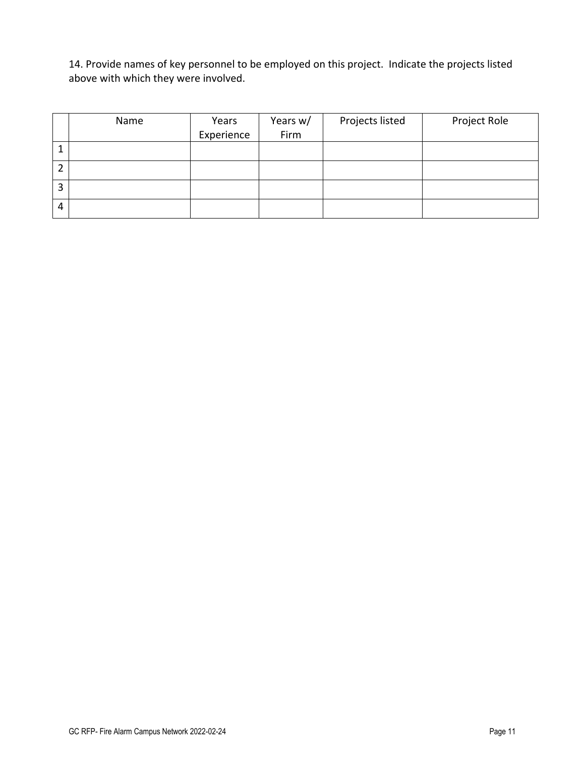14. Provide names of key personnel to be employed on this project. Indicate the projects listed above with which they were involved.

| | Name | Years Experience | Years w/ Firm | Projects listed | Project Role |
|---|---|---|---|---|---|
| 1 | | | | | |
| 2 | | | | | |
| 3 | | | | | |
| 4 | | | | | |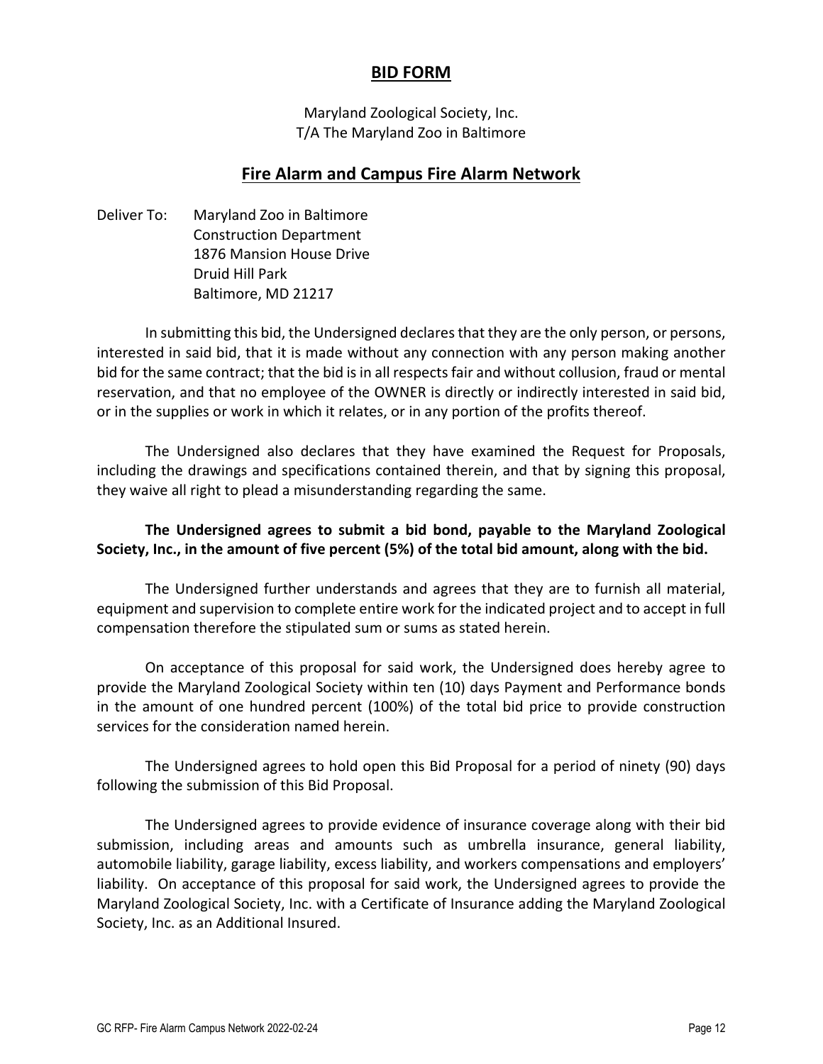# BID FORM

Maryland Zoological Society, Inc.
T/A The Maryland Zoo in Baltimore

## Fire Alarm and Campus Fire Alarm Network

Deliver To: Maryland Zoo in Baltimore
Construction Department
1876 Mansion House Drive
Druid Hill Park
Baltimore, MD 21217

In submitting this bid, the Undersigned declares that they are the only person, or persons, interested in said bid, that it is made without any connection with any person making another bid for the same contract; that the bid is in all respects fair and without collusion, fraud or mental reservation, and that no employee of the OWNER is directly or indirectly interested in said bid, or in the supplies or work in which it relates, or in any portion of the profits thereof.

The Undersigned also declares that they have examined the Request for Proposals, including the drawings and specifications contained therein, and that by signing this proposal, they waive all right to plead a misunderstanding regarding the same.

**The Undersigned agrees to submit a bid bond, payable to the Maryland Zoological Society, Inc., in the amount of five percent (5%) of the total bid amount, along with the bid.**

The Undersigned further understands and agrees that they are to furnish all material, equipment and supervision to complete entire work for the indicated project and to accept in full compensation therefore the stipulated sum or sums as stated herein.

On acceptance of this proposal for said work, the Undersigned does hereby agree to provide the Maryland Zoological Society within ten (10) days Payment and Performance bonds in the amount of one hundred percent (100%) of the total bid price to provide construction services for the consideration named herein.

The Undersigned agrees to hold open this Bid Proposal for a period of ninety (90) days following the submission of this Bid Proposal.

The Undersigned agrees to provide evidence of insurance coverage along with their bid submission, including areas and amounts such as umbrella insurance, general liability, automobile liability, garage liability, excess liability, and workers compensations and employers' liability. On acceptance of this proposal for said work, the Undersigned agrees to provide the Maryland Zoological Society, Inc. with a Certificate of Insurance adding the Maryland Zoological Society, Inc. as an Additional Insured.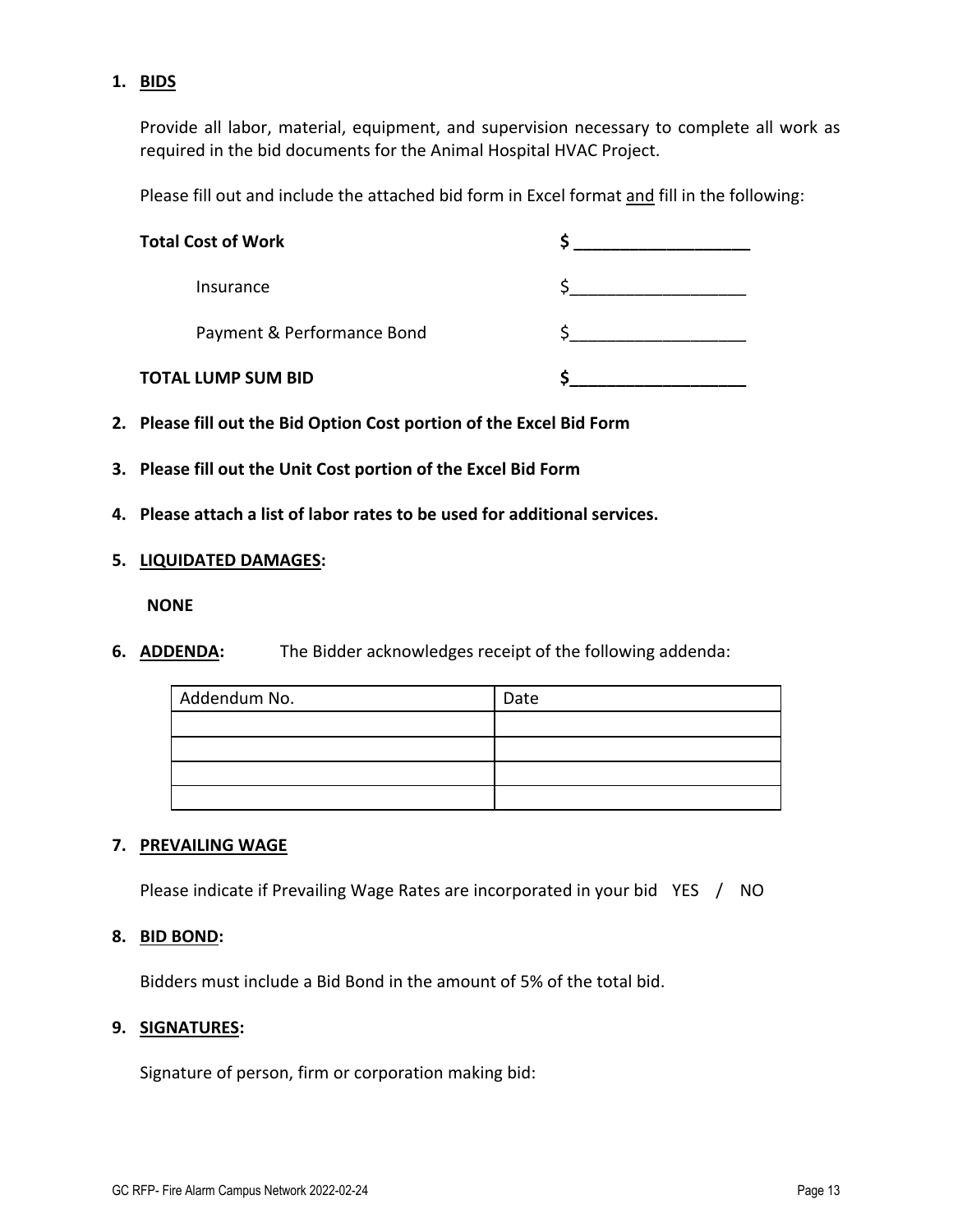1. **BIDS**

   Provide all labor, material, equipment, and supervision necessary to complete all work as required in the bid documents for the Animal Hospital HVAC Project.

   Please fill out and include the attached bid form in Excel format and fill in the following:

   | | |
   |---|---|
   | **Total Cost of Work** | **$ ___________________** |
   | Insurance | $___________________ |
   | Payment & Performance Bond | $___________________ |
   | **TOTAL LUMP SUM BID** | **$___________________** |

2. **Please fill out the Bid Option Cost portion of the Excel Bid Form**

3. **Please fill out the Unit Cost portion of the Excel Bid Form**

4. **Please attach a list of labor rates to be used for additional services.**

5. **LIQUIDATED DAMAGES:**

   **NONE**

6. **ADDENDA:** The Bidder acknowledges receipt of the following addenda:

   | Addendum No. | Date |
   |---|---|
   | | |
   | | |
   | | |
   | | |

7. **PREVAILING WAGE**

   Please indicate if Prevailing Wage Rates are incorporated in your bid YES / NO

8. **BID BOND:**

   Bidders must include a Bid Bond in the amount of 5% of the total bid.

9. **SIGNATURES:**

   Signature of person, firm or corporation making bid: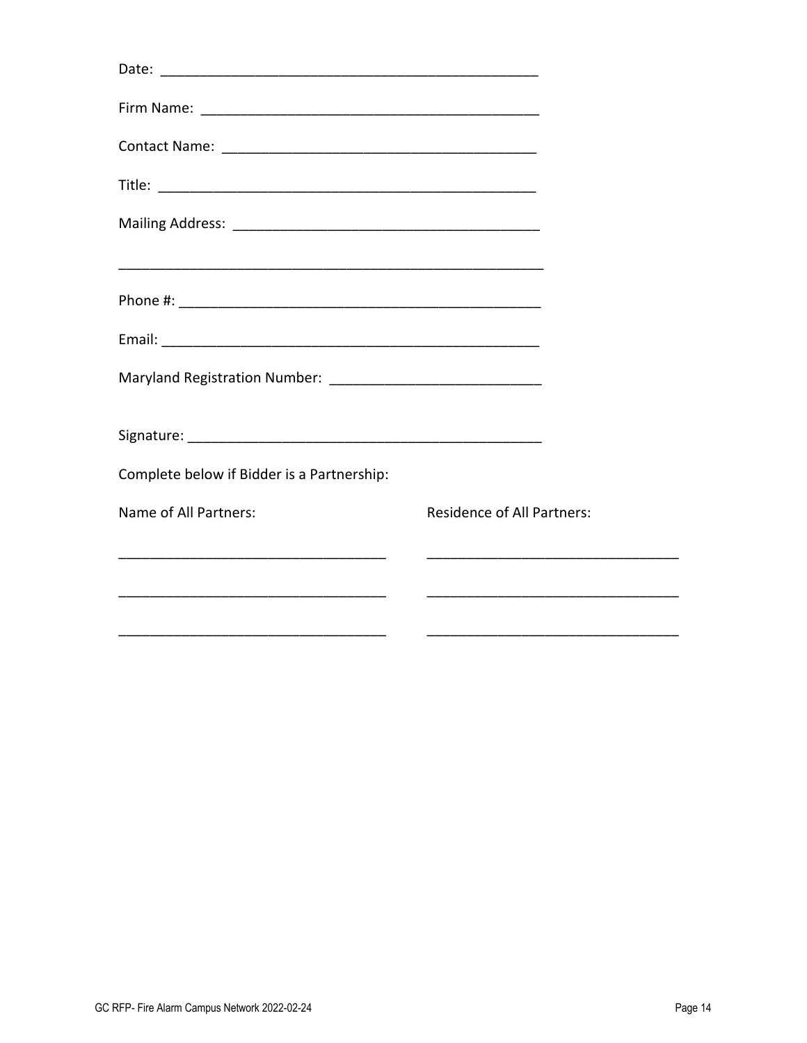Date: ______________________________________________

Firm Name: _________________________________________

Contact Name: ______________________________________

Title: ______________________________________________

Mailing Address: ____________________________________

____________________________________________________

Phone #: ___________________________________________

Email: _____________________________________________

Maryland Registration Number: _________________________

Signature: __________________________________________

Complete below if Bidder is a Partnership:

| Name of All Partners: | Residence of All Partners: |
|---|---|
| ______________________________ | ______________________________ |
| ______________________________ | ______________________________ |
| ______________________________ | ______________________________ |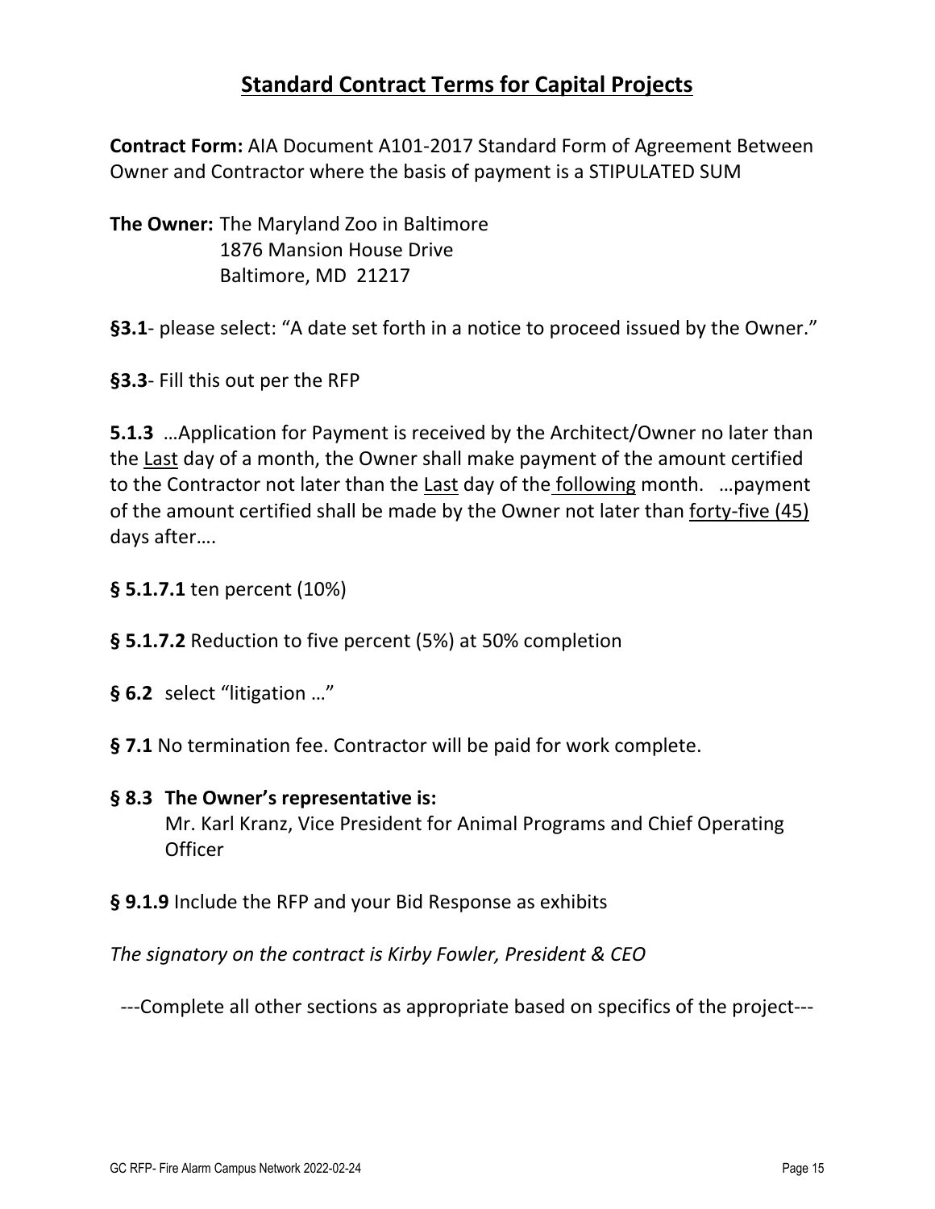# Standard Contract Terms for Capital Projects

**Contract Form:** AIA Document A101-2017 Standard Form of Agreement Between Owner and Contractor where the basis of payment is a STIPULATED SUM

**The Owner:** The Maryland Zoo in Baltimore
1876 Mansion House Drive
Baltimore, MD 21217

**§3.1**- please select: "A date set forth in a notice to proceed issued by the Owner."

**§3.3**- Fill this out per the RFP

**5.1.3** …Application for Payment is received by the Architect/Owner no later than the Last day of a month, the Owner shall make payment of the amount certified to the Contractor not later than the Last day of the following month. …payment of the amount certified shall be made by the Owner not later than forty-five (45) days after….

**§ 5.1.7.1** ten percent (10%)

**§ 5.1.7.2** Reduction to five percent (5%) at 50% completion

**§ 6.2** select "litigation …"

**§ 7.1** No termination fee. Contractor will be paid for work complete.

**§ 8.3 The Owner's representative is:**
Mr. Karl Kranz, Vice President for Animal Programs and Chief Operating Officer

**§ 9.1.9** Include the RFP and your Bid Response as exhibits

*The signatory on the contract is Kirby Fowler, President & CEO*

---Complete all other sections as appropriate based on specifics of the project---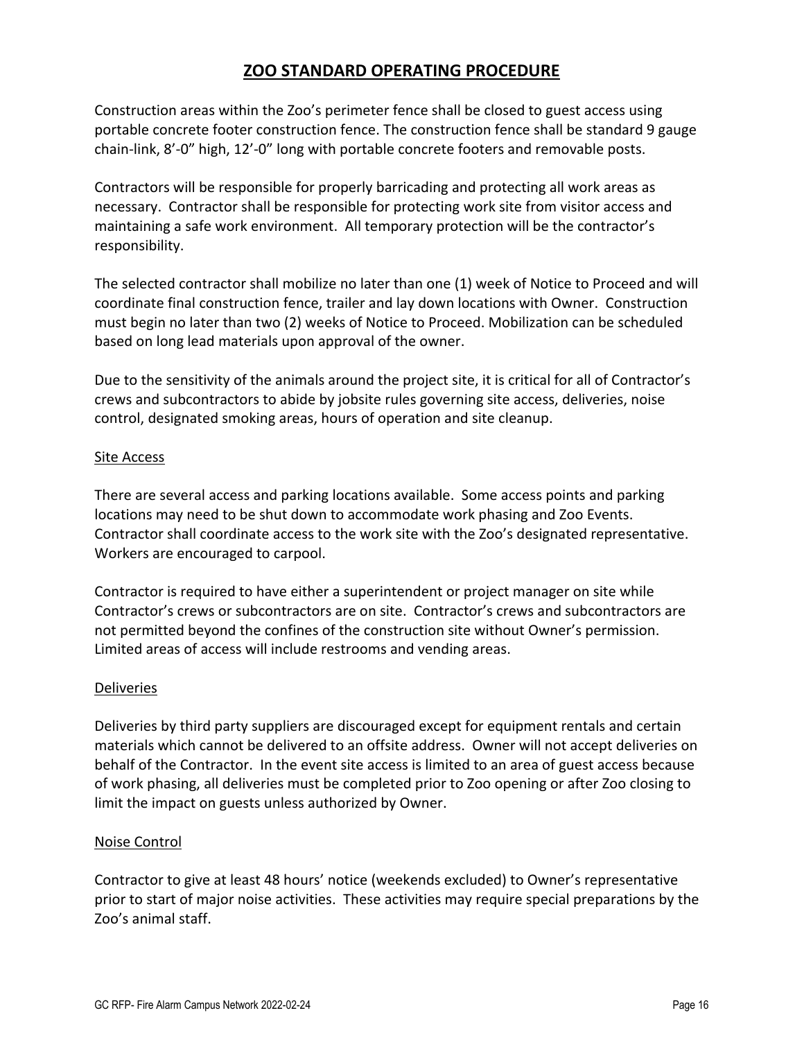# ZOO STANDARD OPERATING PROCEDURE

Construction areas within the Zoo's perimeter fence shall be closed to guest access using portable concrete footer construction fence. The construction fence shall be standard 9 gauge chain-link, 8'-0" high, 12'-0" long with portable concrete footers and removable posts.

Contractors will be responsible for properly barricading and protecting all work areas as necessary. Contractor shall be responsible for protecting work site from visitor access and maintaining a safe work environment. All temporary protection will be the contractor's responsibility.

The selected contractor shall mobilize no later than one (1) week of Notice to Proceed and will coordinate final construction fence, trailer and lay down locations with Owner. Construction must begin no later than two (2) weeks of Notice to Proceed. Mobilization can be scheduled based on long lead materials upon approval of the owner.

Due to the sensitivity of the animals around the project site, it is critical for all of Contractor's crews and subcontractors to abide by jobsite rules governing site access, deliveries, noise control, designated smoking areas, hours of operation and site cleanup.

## Site Access

There are several access and parking locations available. Some access points and parking locations may need to be shut down to accommodate work phasing and Zoo Events. Contractor shall coordinate access to the work site with the Zoo's designated representative. Workers are encouraged to carpool.

Contractor is required to have either a superintendent or project manager on site while Contractor's crews or subcontractors are on site. Contractor's crews and subcontractors are not permitted beyond the confines of the construction site without Owner's permission. Limited areas of access will include restrooms and vending areas.

## Deliveries

Deliveries by third party suppliers are discouraged except for equipment rentals and certain materials which cannot be delivered to an offsite address. Owner will not accept deliveries on behalf of the Contractor. In the event site access is limited to an area of guest access because of work phasing, all deliveries must be completed prior to Zoo opening or after Zoo closing to limit the impact on guests unless authorized by Owner.

## Noise Control

Contractor to give at least 48 hours' notice (weekends excluded) to Owner's representative prior to start of major noise activities. These activities may require special preparations by the Zoo's animal staff.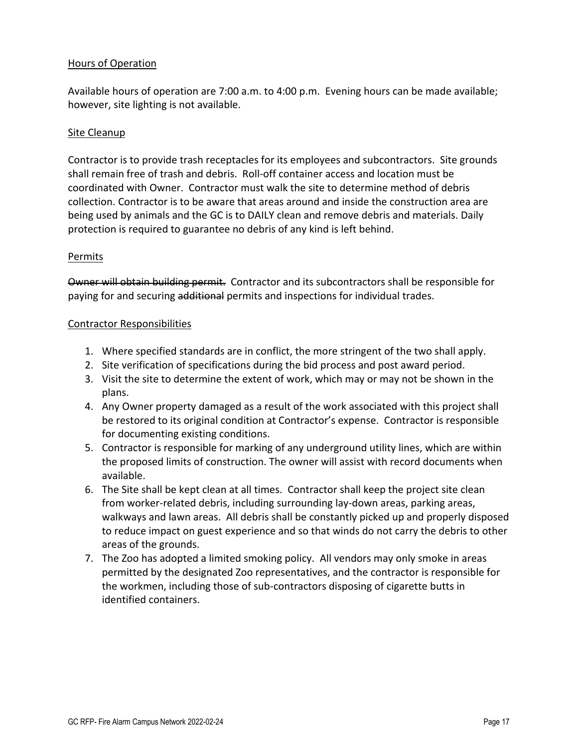## Hours of Operation

Available hours of operation are 7:00 a.m. to 4:00 p.m. Evening hours can be made available; however, site lighting is not available.

## Site Cleanup

Contractor is to provide trash receptacles for its employees and subcontractors. Site grounds shall remain free of trash and debris. Roll-off container access and location must be coordinated with Owner. Contractor must walk the site to determine method of debris collection. Contractor is to be aware that areas around and inside the construction area are being used by animals and the GC is to DAILY clean and remove debris and materials. Daily protection is required to guarantee no debris of any kind is left behind.

## Permits

~~Owner will obtain building permit.~~ Contractor and its subcontractors shall be responsible for paying for and securing ~~additional~~ permits and inspections for individual trades.

## Contractor Responsibilities

1. Where specified standards are in conflict, the more stringent of the two shall apply.
2. Site verification of specifications during the bid process and post award period.
3. Visit the site to determine the extent of work, which may or may not be shown in the plans.
4. Any Owner property damaged as a result of the work associated with this project shall be restored to its original condition at Contractor's expense. Contractor is responsible for documenting existing conditions.
5. Contractor is responsible for marking of any underground utility lines, which are within the proposed limits of construction. The owner will assist with record documents when available.
6. The Site shall be kept clean at all times. Contractor shall keep the project site clean from worker-related debris, including surrounding lay-down areas, parking areas, walkways and lawn areas. All debris shall be constantly picked up and properly disposed to reduce impact on guest experience and so that winds do not carry the debris to other areas of the grounds.
7. The Zoo has adopted a limited smoking policy. All vendors may only smoke in areas permitted by the designated Zoo representatives, and the contractor is responsible for the workmen, including those of sub-contractors disposing of cigarette butts in identified containers.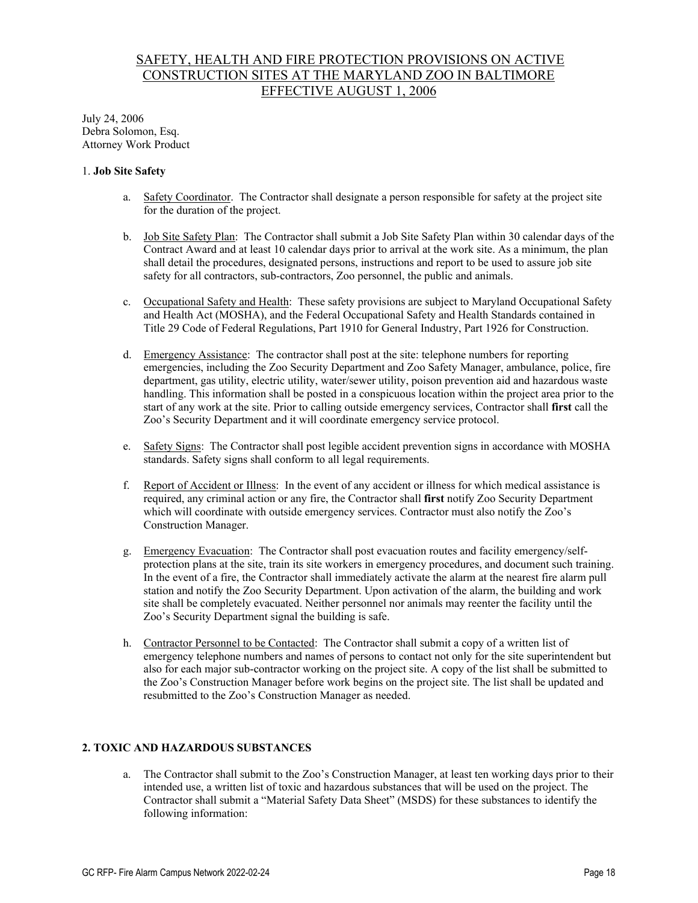# SAFETY, HEALTH AND FIRE PROTECTION PROVISIONS ON ACTIVE CONSTRUCTION SITES AT THE MARYLAND ZOO IN BALTIMORE EFFECTIVE AUGUST 1, 2006

July 24, 2006
Debra Solomon, Esq.
Attorney Work Product

1. **Job Site Safety**

a. Safety Coordinator. The Contractor shall designate a person responsible for safety at the project site for the duration of the project.

b. Job Site Safety Plan: The Contractor shall submit a Job Site Safety Plan within 30 calendar days of the Contract Award and at least 10 calendar days prior to arrival at the work site. As a minimum, the plan shall detail the procedures, designated persons, instructions and report to be used to assure job site safety for all contractors, sub-contractors, Zoo personnel, the public and animals.

c. Occupational Safety and Health: These safety provisions are subject to Maryland Occupational Safety and Health Act (MOSHA), and the Federal Occupational Safety and Health Standards contained in Title 29 Code of Federal Regulations, Part 1910 for General Industry, Part 1926 for Construction.

d. Emergency Assistance: The contractor shall post at the site: telephone numbers for reporting emergencies, including the Zoo Security Department and Zoo Safety Manager, ambulance, police, fire department, gas utility, electric utility, water/sewer utility, poison prevention aid and hazardous waste handling. This information shall be posted in a conspicuous location within the project area prior to the start of any work at the site. Prior to calling outside emergency services, Contractor shall **first** call the Zoo's Security Department and it will coordinate emergency service protocol.

e. Safety Signs: The Contractor shall post legible accident prevention signs in accordance with MOSHA standards. Safety signs shall conform to all legal requirements.

f. Report of Accident or Illness: In the event of any accident or illness for which medical assistance is required, any criminal action or any fire, the Contractor shall **first** notify Zoo Security Department which will coordinate with outside emergency services. Contractor must also notify the Zoo's Construction Manager.

g. Emergency Evacuation: The Contractor shall post evacuation routes and facility emergency/self-protection plans at the site, train its site workers in emergency procedures, and document such training. In the event of a fire, the Contractor shall immediately activate the alarm at the nearest fire alarm pull station and notify the Zoo Security Department. Upon activation of the alarm, the building and work site shall be completely evacuated. Neither personnel nor animals may reenter the facility until the Zoo's Security Department signal the building is safe.

h. Contractor Personnel to be Contacted: The Contractor shall submit a copy of a written list of emergency telephone numbers and names of persons to contact not only for the site superintendent but also for each major sub-contractor working on the project site. A copy of the list shall be submitted to the Zoo's Construction Manager before work begins on the project site. The list shall be updated and resubmitted to the Zoo's Construction Manager as needed.

**2. TOXIC AND HAZARDOUS SUBSTANCES**

a. The Contractor shall submit to the Zoo's Construction Manager, at least ten working days prior to their intended use, a written list of toxic and hazardous substances that will be used on the project. The Contractor shall submit a "Material Safety Data Sheet" (MSDS) for these substances to identify the following information: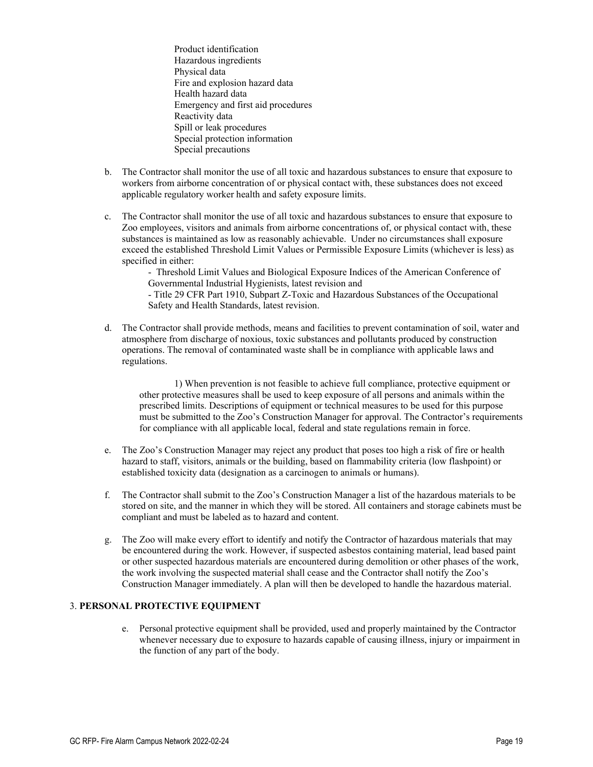Product identification
Hazardous ingredients
Physical data
Fire and explosion hazard data
Health hazard data
Emergency and first aid procedures
Reactivity data
Spill or leak procedures
Special protection information
Special precautions

b. The Contractor shall monitor the use of all toxic and hazardous substances to ensure that exposure to workers from airborne concentration of or physical contact with, these substances does not exceed applicable regulatory worker health and safety exposure limits.

c. The Contractor shall monitor the use of all toxic and hazardous substances to ensure that exposure to Zoo employees, visitors and animals from airborne concentrations of, or physical contact with, these substances is maintained as low as reasonably achievable. Under no circumstances shall exposure exceed the established Threshold Limit Values or Permissible Exposure Limits (whichever is less) as specified in either:

- Threshold Limit Values and Biological Exposure Indices of the American Conference of Governmental Industrial Hygienists, latest revision and
- Title 29 CFR Part 1910, Subpart Z-Toxic and Hazardous Substances of the Occupational Safety and Health Standards, latest revision.

d. The Contractor shall provide methods, means and facilities to prevent contamination of soil, water and atmosphere from discharge of noxious, toxic substances and pollutants produced by construction operations. The removal of contaminated waste shall be in compliance with applicable laws and regulations.

1) When prevention is not feasible to achieve full compliance, protective equipment or other protective measures shall be used to keep exposure of all persons and animals within the prescribed limits. Descriptions of equipment or technical measures to be used for this purpose must be submitted to the Zoo's Construction Manager for approval. The Contractor's requirements for compliance with all applicable local, federal and state regulations remain in force.

e. The Zoo's Construction Manager may reject any product that poses too high a risk of fire or health hazard to staff, visitors, animals or the building, based on flammability criteria (low flashpoint) or established toxicity data (designation as a carcinogen to animals or humans).

f. The Contractor shall submit to the Zoo's Construction Manager a list of the hazardous materials to be stored on site, and the manner in which they will be stored. All containers and storage cabinets must be compliant and must be labeled as to hazard and content.

g. The Zoo will make every effort to identify and notify the Contractor of hazardous materials that may be encountered during the work. However, if suspected asbestos containing material, lead based paint or other suspected hazardous materials are encountered during demolition or other phases of the work, the work involving the suspected material shall cease and the Contractor shall notify the Zoo's Construction Manager immediately. A plan will then be developed to handle the hazardous material.

3. **PERSONAL PROTECTIVE EQUIPMENT**

e. Personal protective equipment shall be provided, used and properly maintained by the Contractor whenever necessary due to exposure to hazards capable of causing illness, injury or impairment in the function of any part of the body.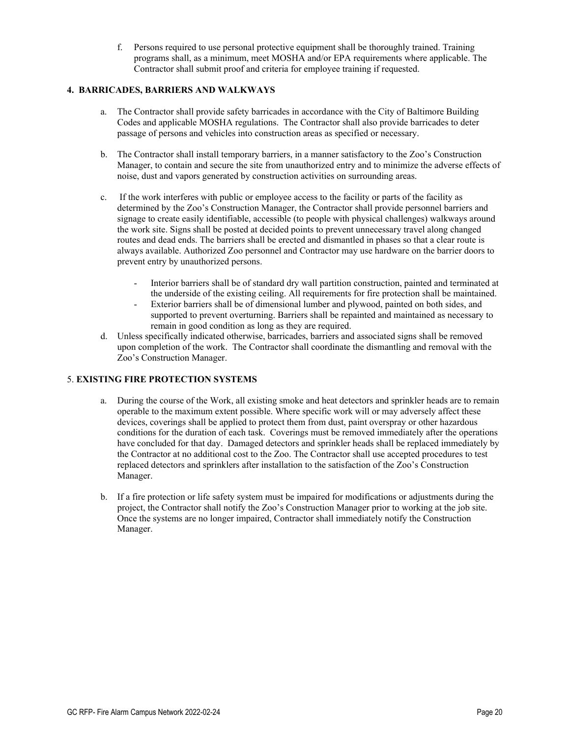f. Persons required to use personal protective equipment shall be thoroughly trained. Training programs shall, as a minimum, meet MOSHA and/or EPA requirements where applicable. The Contractor shall submit proof and criteria for employee training if requested.

**4. BARRICADES, BARRIERS AND WALKWAYS**

a. The Contractor shall provide safety barricades in accordance with the City of Baltimore Building Codes and applicable MOSHA regulations. The Contractor shall also provide barricades to deter passage of persons and vehicles into construction areas as specified or necessary.

b. The Contractor shall install temporary barriers, in a manner satisfactory to the Zoo's Construction Manager, to contain and secure the site from unauthorized entry and to minimize the adverse effects of noise, dust and vapors generated by construction activities on surrounding areas.

c. If the work interferes with public or employee access to the facility or parts of the facility as determined by the Zoo's Construction Manager, the Contractor shall provide personnel barriers and signage to create easily identifiable, accessible (to people with physical challenges) walkways around the work site. Signs shall be posted at decided points to prevent unnecessary travel along changed routes and dead ends. The barriers shall be erected and dismantled in phases so that a clear route is always available. Authorized Zoo personnel and Contractor may use hardware on the barrier doors to prevent entry by unauthorized persons.

- Interior barriers shall be of standard dry wall partition construction, painted and terminated at the underside of the existing ceiling. All requirements for fire protection shall be maintained.
- Exterior barriers shall be of dimensional lumber and plywood, painted on both sides, and supported to prevent overturning. Barriers shall be repainted and maintained as necessary to remain in good condition as long as they are required.

d. Unless specifically indicated otherwise, barricades, barriers and associated signs shall be removed upon completion of the work. The Contractor shall coordinate the dismantling and removal with the Zoo's Construction Manager.

5. **EXISTING FIRE PROTECTION SYSTEMS**

a. During the course of the Work, all existing smoke and heat detectors and sprinkler heads are to remain operable to the maximum extent possible. Where specific work will or may adversely affect these devices, coverings shall be applied to protect them from dust, paint overspray or other hazardous conditions for the duration of each task. Coverings must be removed immediately after the operations have concluded for that day. Damaged detectors and sprinkler heads shall be replaced immediately by the Contractor at no additional cost to the Zoo. The Contractor shall use accepted procedures to test replaced detectors and sprinklers after installation to the satisfaction of the Zoo's Construction Manager.

b. If a fire protection or life safety system must be impaired for modifications or adjustments during the project, the Contractor shall notify the Zoo's Construction Manager prior to working at the job site. Once the systems are no longer impaired, Contractor shall immediately notify the Construction Manager.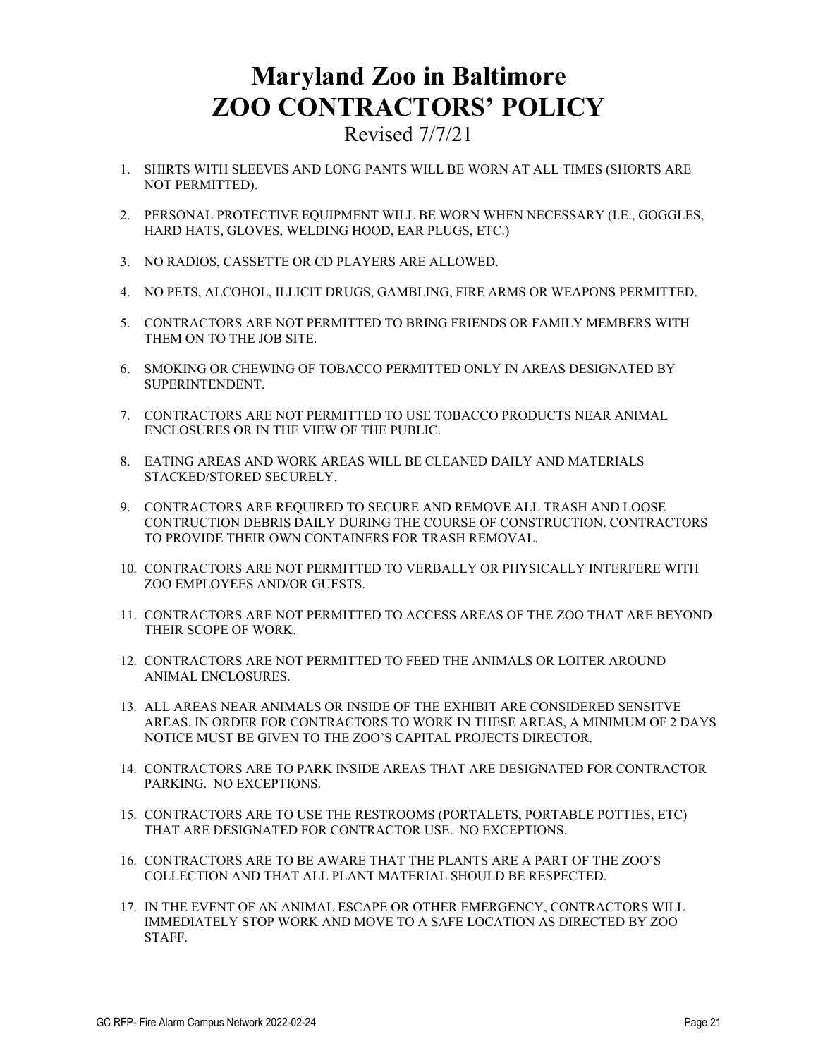# Maryland Zoo in Baltimore
# ZOO CONTRACTORS' POLICY

Revised 7/7/21

1. SHIRTS WITH SLEEVES AND LONG PANTS WILL BE WORN AT <u>ALL TIMES</u> (SHORTS ARE NOT PERMITTED).
2. PERSONAL PROTECTIVE EQUIPMENT WILL BE WORN WHEN NECESSARY (I.E., GOGGLES, HARD HATS, GLOVES, WELDING HOOD, EAR PLUGS, ETC.)
3. NO RADIOS, CASSETTE OR CD PLAYERS ARE ALLOWED.
4. NO PETS, ALCOHOL, ILLICIT DRUGS, GAMBLING, FIRE ARMS OR WEAPONS PERMITTED.
5. CONTRACTORS ARE NOT PERMITTED TO BRING FRIENDS OR FAMILY MEMBERS WITH THEM ON TO THE JOB SITE.
6. SMOKING OR CHEWING OF TOBACCO PERMITTED ONLY IN AREAS DESIGNATED BY SUPERINTENDENT.
7. CONTRACTORS ARE NOT PERMITTED TO USE TOBACCO PRODUCTS NEAR ANIMAL ENCLOSURES OR IN THE VIEW OF THE PUBLIC.
8. EATING AREAS AND WORK AREAS WILL BE CLEANED DAILY AND MATERIALS STACKED/STORED SECURELY.
9. CONTRACTORS ARE REQUIRED TO SECURE AND REMOVE ALL TRASH AND LOOSE CONTRUCTION DEBRIS DAILY DURING THE COURSE OF CONSTRUCTION. CONTRACTORS TO PROVIDE THEIR OWN CONTAINERS FOR TRASH REMOVAL.
10. CONTRACTORS ARE NOT PERMITTED TO VERBALLY OR PHYSICALLY INTERFERE WITH ZOO EMPLOYEES AND/OR GUESTS.
11. CONTRACTORS ARE NOT PERMITTED TO ACCESS AREAS OF THE ZOO THAT ARE BEYOND THEIR SCOPE OF WORK.
12. CONTRACTORS ARE NOT PERMITTED TO FEED THE ANIMALS OR LOITER AROUND ANIMAL ENCLOSURES.
13. ALL AREAS NEAR ANIMALS OR INSIDE OF THE EXHIBIT ARE CONSIDERED SENSITVE AREAS. IN ORDER FOR CONTRACTORS TO WORK IN THESE AREAS, A MINIMUM OF 2 DAYS NOTICE MUST BE GIVEN TO THE ZOO'S CAPITAL PROJECTS DIRECTOR.
14. CONTRACTORS ARE TO PARK INSIDE AREAS THAT ARE DESIGNATED FOR CONTRACTOR PARKING. NO EXCEPTIONS.
15. CONTRACTORS ARE TO USE THE RESTROOMS (PORTALETS, PORTABLE POTTIES, ETC) THAT ARE DESIGNATED FOR CONTRACTOR USE. NO EXCEPTIONS.
16. CONTRACTORS ARE TO BE AWARE THAT THE PLANTS ARE A PART OF THE ZOO'S COLLECTION AND THAT ALL PLANT MATERIAL SHOULD BE RESPECTED.
17. IN THE EVENT OF AN ANIMAL ESCAPE OR OTHER EMERGENCY, CONTRACTORS WILL IMMEDIATELY STOP WORK AND MOVE TO A SAFE LOCATION AS DIRECTED BY ZOO STAFF.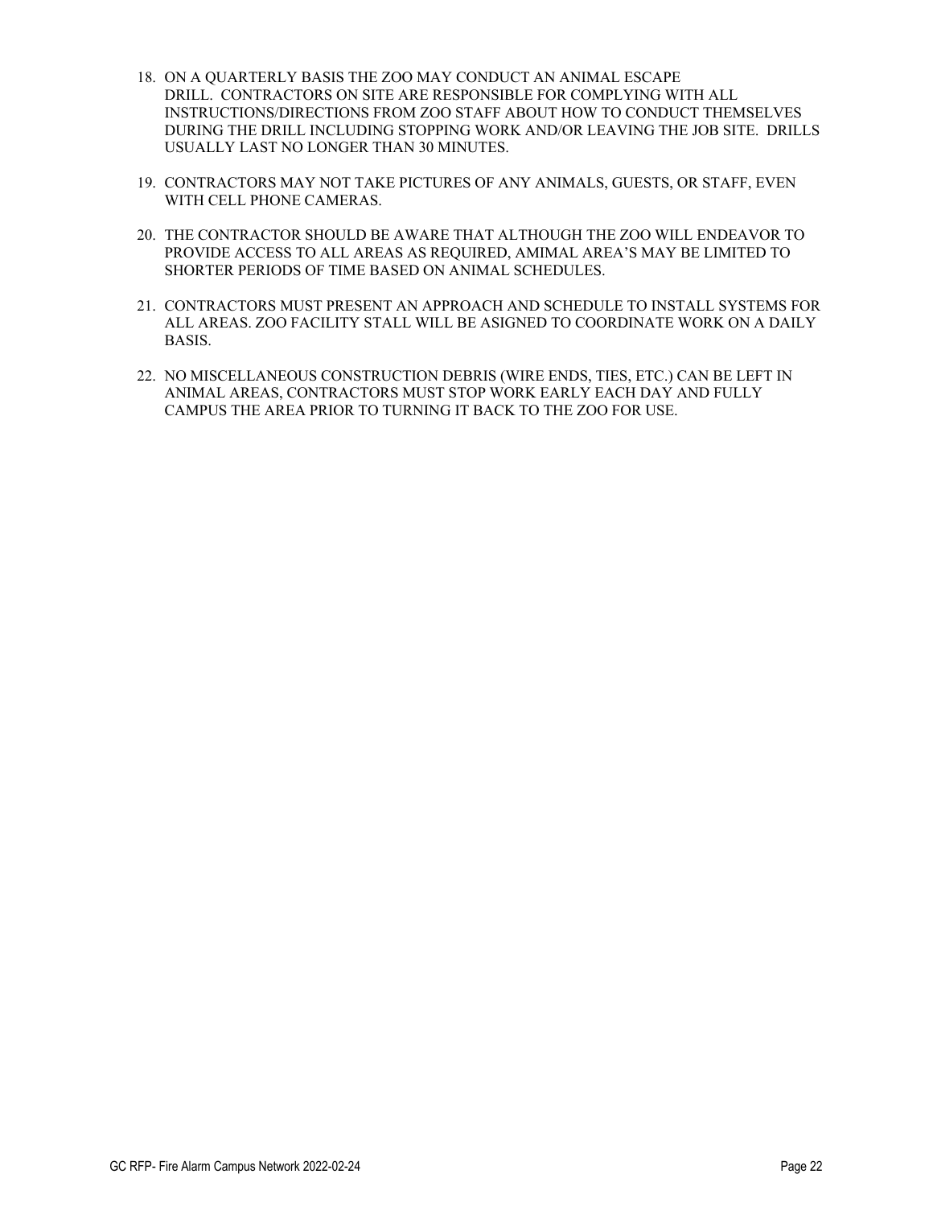18. ON A QUARTERLY BASIS THE ZOO MAY CONDUCT AN ANIMAL ESCAPE DRILL. CONTRACTORS ON SITE ARE RESPONSIBLE FOR COMPLYING WITH ALL INSTRUCTIONS/DIRECTIONS FROM ZOO STAFF ABOUT HOW TO CONDUCT THEMSELVES DURING THE DRILL INCLUDING STOPPING WORK AND/OR LEAVING THE JOB SITE. DRILLS USUALLY LAST NO LONGER THAN 30 MINUTES.

19. CONTRACTORS MAY NOT TAKE PICTURES OF ANY ANIMALS, GUESTS, OR STAFF, EVEN WITH CELL PHONE CAMERAS.

20. THE CONTRACTOR SHOULD BE AWARE THAT ALTHOUGH THE ZOO WILL ENDEAVOR TO PROVIDE ACCESS TO ALL AREAS AS REQUIRED, AMIMAL AREA'S MAY BE LIMITED TO SHORTER PERIODS OF TIME BASED ON ANIMAL SCHEDULES.

21. CONTRACTORS MUST PRESENT AN APPROACH AND SCHEDULE TO INSTALL SYSTEMS FOR ALL AREAS. ZOO FACILITY STALL WILL BE ASIGNED TO COORDINATE WORK ON A DAILY BASIS.

22. NO MISCELLANEOUS CONSTRUCTION DEBRIS (WIRE ENDS, TIES, ETC.) CAN BE LEFT IN ANIMAL AREAS, CONTRACTORS MUST STOP WORK EARLY EACH DAY AND FULLY CAMPUS THE AREA PRIOR TO TURNING IT BACK TO THE ZOO FOR USE.